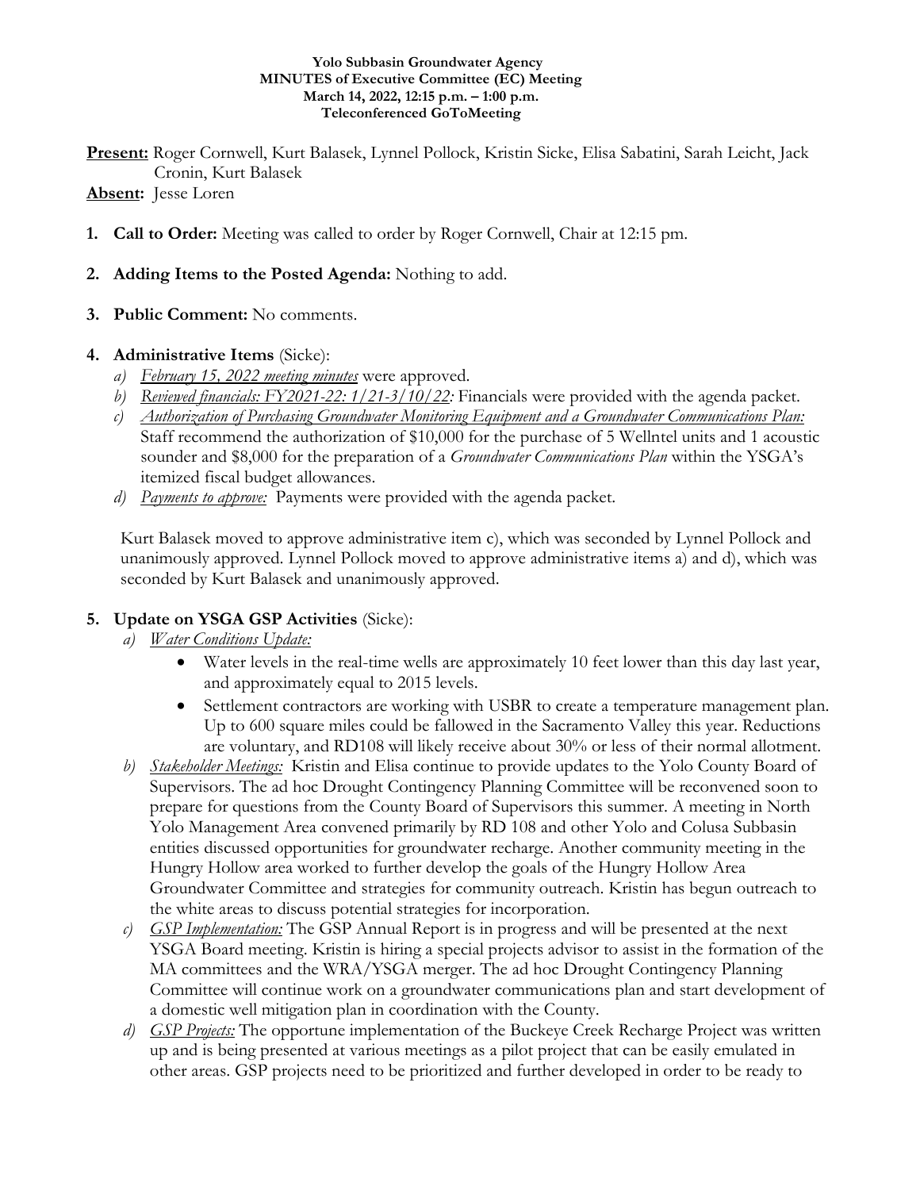**Yolo Subbasin Groundwater Agency**
**MINUTES of Executive Committee (EC) Meeting**
**March 14, 2022, 12:15 p.m. – 1:00 p.m.**
**Teleconferenced GoToMeeting**

**Present:** Roger Cornwell, Kurt Balasek, Lynnel Pollock, Kristin Sicke, Elisa Sabatini, Sarah Leicht, Jack Cronin, Kurt Balasek

**Absent:** Jesse Loren

1. **Call to Order:** Meeting was called to order by Roger Cornwell, Chair at 12:15 pm.

2. **Adding Items to the Posted Agenda:** Nothing to add.

3. **Public Comment:** No comments.

4. **Administrative Items** (Sicke):
   a) *February 15, 2022 meeting minutes* were approved.
   b) *Reviewed financials: FY2021-22: 1/21-3/10/22:* Financials were provided with the agenda packet.
   c) *Authorization of Purchasing Groundwater Monitoring Equipment and a Groundwater Communications Plan:* Staff recommend the authorization of $10,000 for the purchase of 5 Wellntel units and 1 acoustic sounder and $8,000 for the preparation of a *Groundwater Communications Plan* within the YSGA's itemized fiscal budget allowances.
   d) *Payments to approve:* Payments were provided with the agenda packet.

   Kurt Balasek moved to approve administrative item c), which was seconded by Lynnel Pollock and unanimously approved. Lynnel Pollock moved to approve administrative items a) and d), which was seconded by Kurt Balasek and unanimously approved.

5. **Update on YSGA GSP Activities** (Sicke):
   a) *Water Conditions Update:*
      - Water levels in the real-time wells are approximately 10 feet lower than this day last year, and approximately equal to 2015 levels.
      - Settlement contractors are working with USBR to create a temperature management plan. Up to 600 square miles could be fallowed in the Sacramento Valley this year. Reductions are voluntary, and RD108 will likely receive about 30% or less of their normal allotment.
   b) *Stakeholder Meetings:* Kristin and Elisa continue to provide updates to the Yolo County Board of Supervisors. The ad hoc Drought Contingency Planning Committee will be reconvened soon to prepare for questions from the County Board of Supervisors this summer. A meeting in North Yolo Management Area convened primarily by RD 108 and other Yolo and Colusa Subbasin entities discussed opportunities for groundwater recharge. Another community meeting in the Hungry Hollow area worked to further develop the goals of the Hungry Hollow Area Groundwater Committee and strategies for community outreach. Kristin has begun outreach to the white areas to discuss potential strategies for incorporation.
   c) *GSP Implementation:* The GSP Annual Report is in progress and will be presented at the next YSGA Board meeting. Kristin is hiring a special projects advisor to assist in the formation of the MA committees and the WRA/YSGA merger. The ad hoc Drought Contingency Planning Committee will continue work on a groundwater communications plan and start development of a domestic well mitigation plan in coordination with the County.
   d) *GSP Projects:* The opportune implementation of the Buckeye Creek Recharge Project was written up and is being presented at various meetings as a pilot project that can be easily emulated in other areas. GSP projects need to be prioritized and further developed in order to be ready to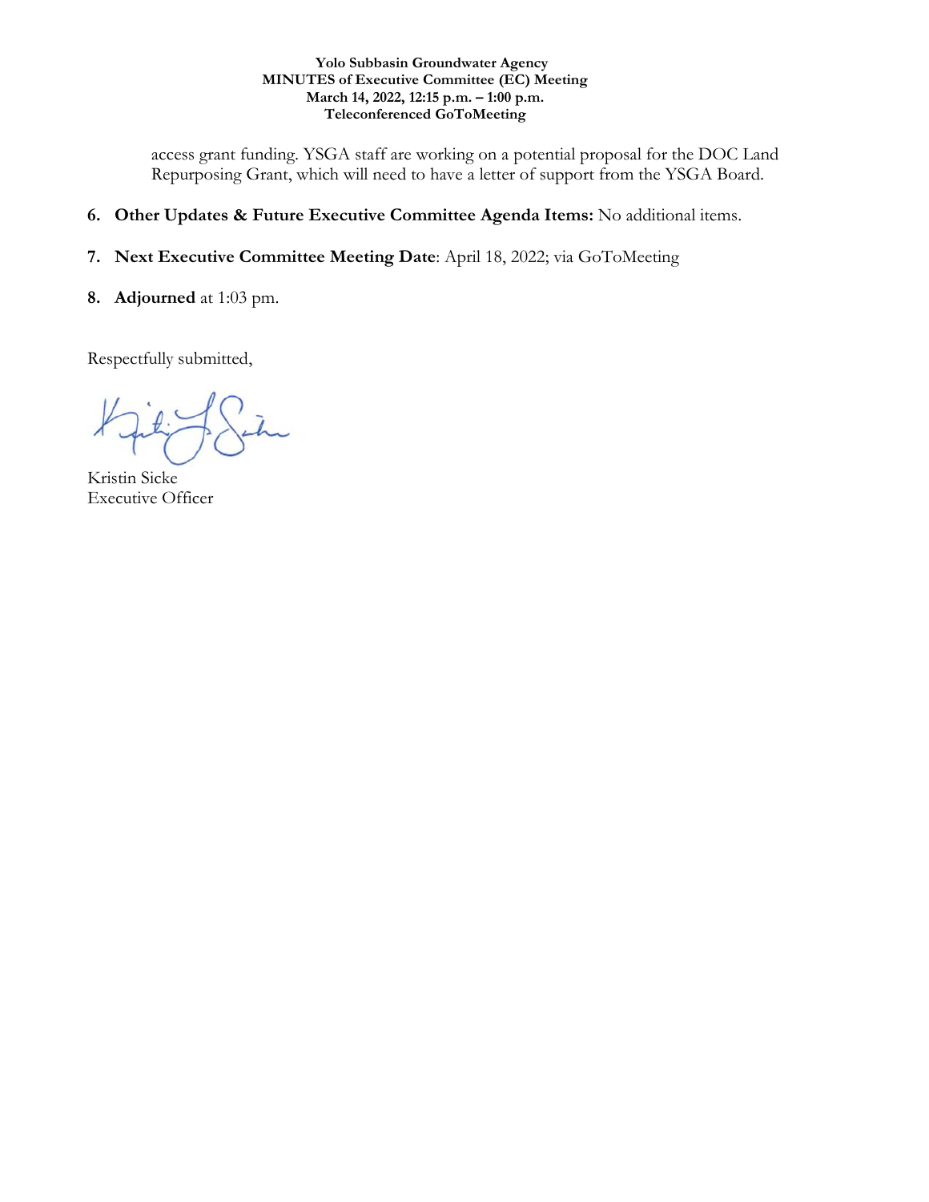access grant funding. YSGA staff are working on a potential proposal for the DOC Land Repurposing Grant, which will need to have a letter of support from the YSGA Board.

6. **Other Updates & Future Executive Committee Agenda Items:** No additional items.

7. **Next Executive Committee Meeting Date**: April 18, 2022; via GoToMeeting

8. **Adjourned** at 1:03 pm.

Respectfully submitted,

Kristin Sicke
Executive Officer